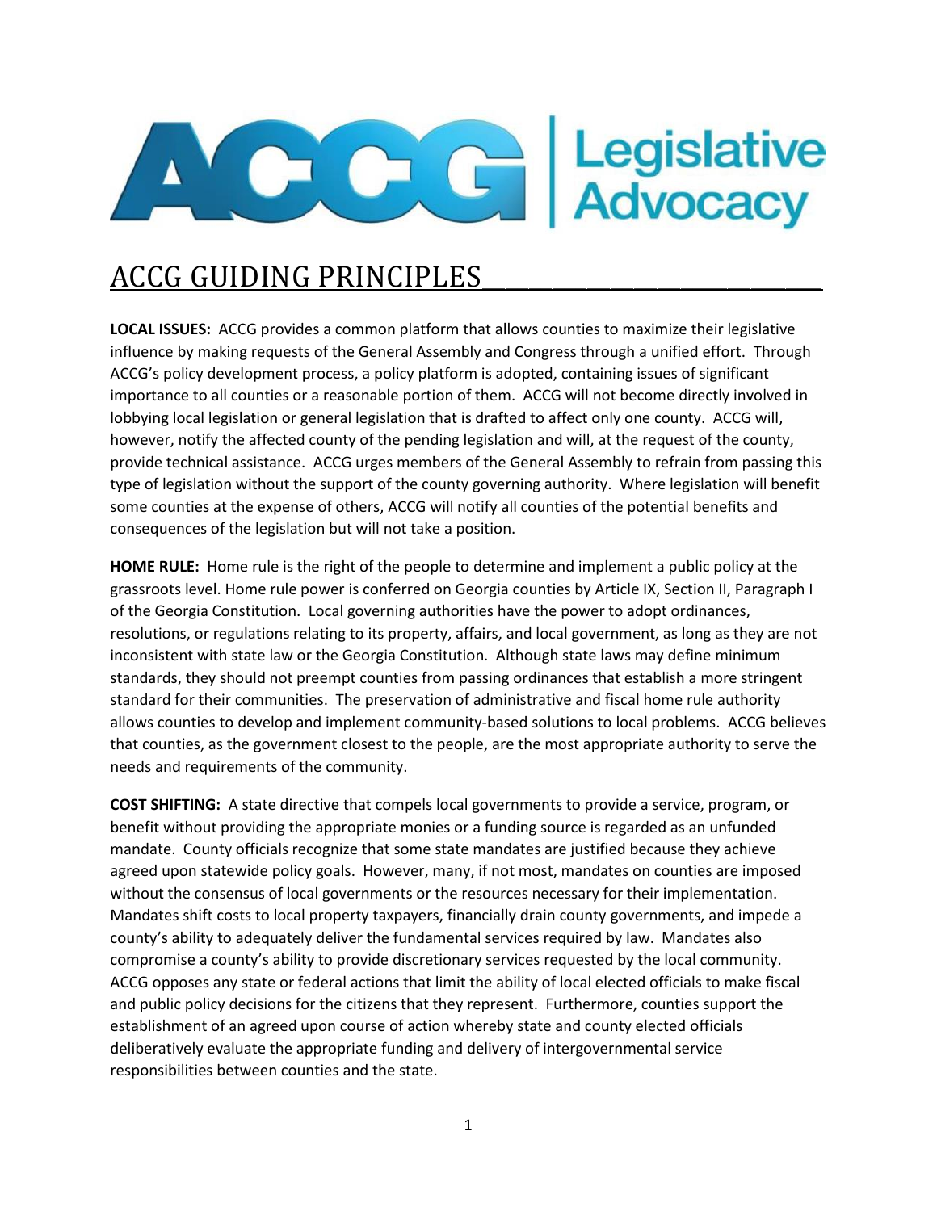ACCG | Legislative Advocacy

# ACCG GUIDING PRINCIPLES

**LOCAL ISSUES:** ACCG provides a common platform that allows counties to maximize their legislative influence by making requests of the General Assembly and Congress through a unified effort. Through ACCG's policy development process, a policy platform is adopted, containing issues of significant importance to all counties or a reasonable portion of them. ACCG will not become directly involved in lobbying local legislation or general legislation that is drafted to affect only one county. ACCG will, however, notify the affected county of the pending legislation and will, at the request of the county, provide technical assistance. ACCG urges members of the General Assembly to refrain from passing this type of legislation without the support of the county governing authority. Where legislation will benefit some counties at the expense of others, ACCG will notify all counties of the potential benefits and consequences of the legislation but will not take a position.

**HOME RULE:** Home rule is the right of the people to determine and implement a public policy at the grassroots level. Home rule power is conferred on Georgia counties by Article IX, Section II, Paragraph I of the Georgia Constitution. Local governing authorities have the power to adopt ordinances, resolutions, or regulations relating to its property, affairs, and local government, as long as they are not inconsistent with state law or the Georgia Constitution. Although state laws may define minimum standards, they should not preempt counties from passing ordinances that establish a more stringent standard for their communities. The preservation of administrative and fiscal home rule authority allows counties to develop and implement community-based solutions to local problems. ACCG believes that counties, as the government closest to the people, are the most appropriate authority to serve the needs and requirements of the community.

**COST SHIFTING:** A state directive that compels local governments to provide a service, program, or benefit without providing the appropriate monies or a funding source is regarded as an unfunded mandate. County officials recognize that some state mandates are justified because they achieve agreed upon statewide policy goals. However, many, if not most, mandates on counties are imposed without the consensus of local governments or the resources necessary for their implementation. Mandates shift costs to local property taxpayers, financially drain county governments, and impede a county's ability to adequately deliver the fundamental services required by law. Mandates also compromise a county's ability to provide discretionary services requested by the local community. ACCG opposes any state or federal actions that limit the ability of local elected officials to make fiscal and public policy decisions for the citizens that they represent. Furthermore, counties support the establishment of an agreed upon course of action whereby state and county elected officials deliberatively evaluate the appropriate funding and delivery of intergovernmental service responsibilities between counties and the state.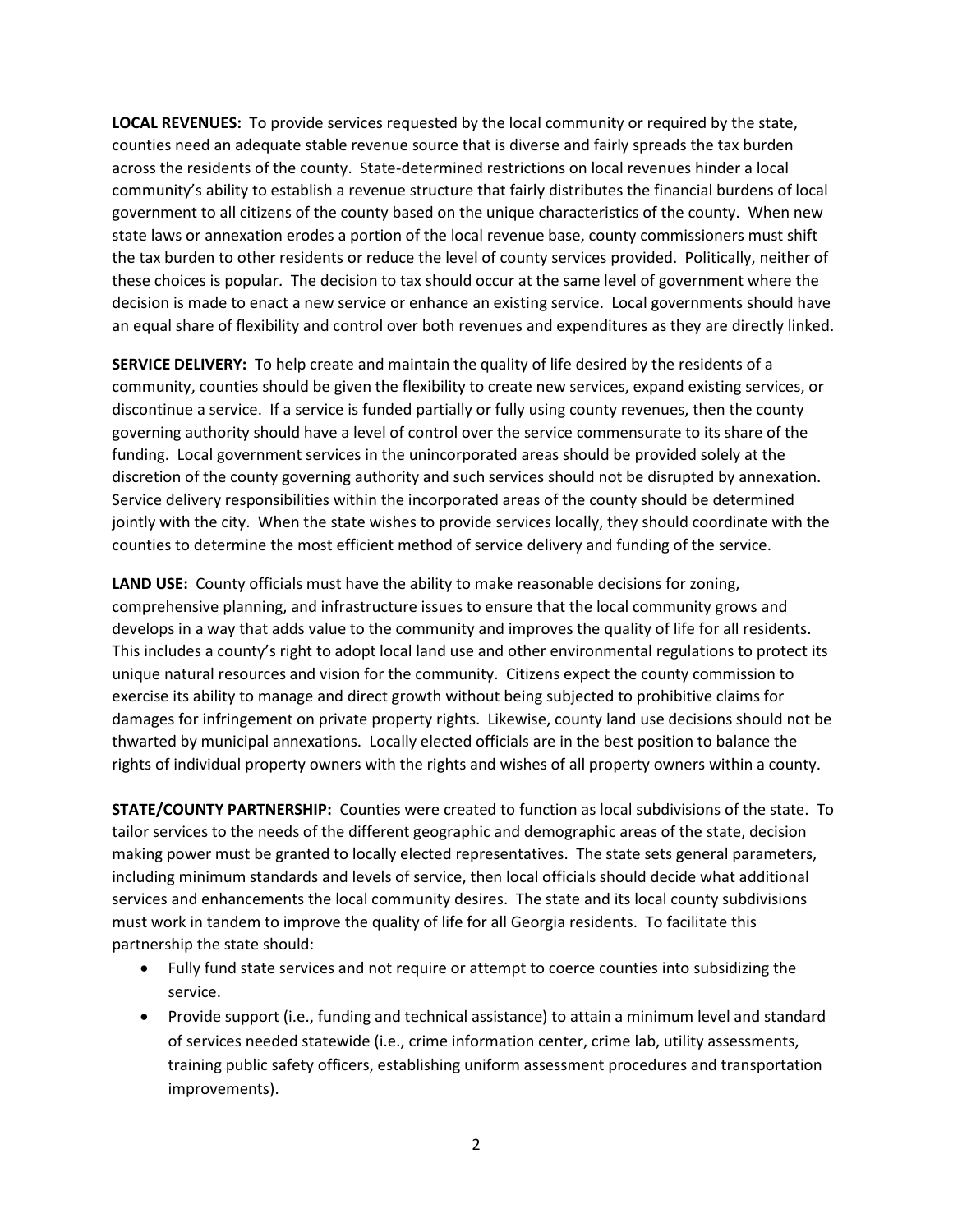**LOCAL REVENUES:** To provide services requested by the local community or required by the state, counties need an adequate stable revenue source that is diverse and fairly spreads the tax burden across the residents of the county. State-determined restrictions on local revenues hinder a local community's ability to establish a revenue structure that fairly distributes the financial burdens of local government to all citizens of the county based on the unique characteristics of the county. When new state laws or annexation erodes a portion of the local revenue base, county commissioners must shift the tax burden to other residents or reduce the level of county services provided. Politically, neither of these choices is popular. The decision to tax should occur at the same level of government where the decision is made to enact a new service or enhance an existing service. Local governments should have an equal share of flexibility and control over both revenues and expenditures as they are directly linked.

**SERVICE DELIVERY:** To help create and maintain the quality of life desired by the residents of a community, counties should be given the flexibility to create new services, expand existing services, or discontinue a service. If a service is funded partially or fully using county revenues, then the county governing authority should have a level of control over the service commensurate to its share of the funding. Local government services in the unincorporated areas should be provided solely at the discretion of the county governing authority and such services should not be disrupted by annexation. Service delivery responsibilities within the incorporated areas of the county should be determined jointly with the city. When the state wishes to provide services locally, they should coordinate with the counties to determine the most efficient method of service delivery and funding of the service.

**LAND USE:** County officials must have the ability to make reasonable decisions for zoning, comprehensive planning, and infrastructure issues to ensure that the local community grows and develops in a way that adds value to the community and improves the quality of life for all residents. This includes a county's right to adopt local land use and other environmental regulations to protect its unique natural resources and vision for the community. Citizens expect the county commission to exercise its ability to manage and direct growth without being subjected to prohibitive claims for damages for infringement on private property rights. Likewise, county land use decisions should not be thwarted by municipal annexations. Locally elected officials are in the best position to balance the rights of individual property owners with the rights and wishes of all property owners within a county.

**STATE/COUNTY PARTNERSHIP:** Counties were created to function as local subdivisions of the state. To tailor services to the needs of the different geographic and demographic areas of the state, decision making power must be granted to locally elected representatives. The state sets general parameters, including minimum standards and levels of service, then local officials should decide what additional services and enhancements the local community desires. The state and its local county subdivisions must work in tandem to improve the quality of life for all Georgia residents. To facilitate this partnership the state should:

- Fully fund state services and not require or attempt to coerce counties into subsidizing the service.
- Provide support (i.e., funding and technical assistance) to attain a minimum level and standard of services needed statewide (i.e., crime information center, crime lab, utility assessments, training public safety officers, establishing uniform assessment procedures and transportation improvements).